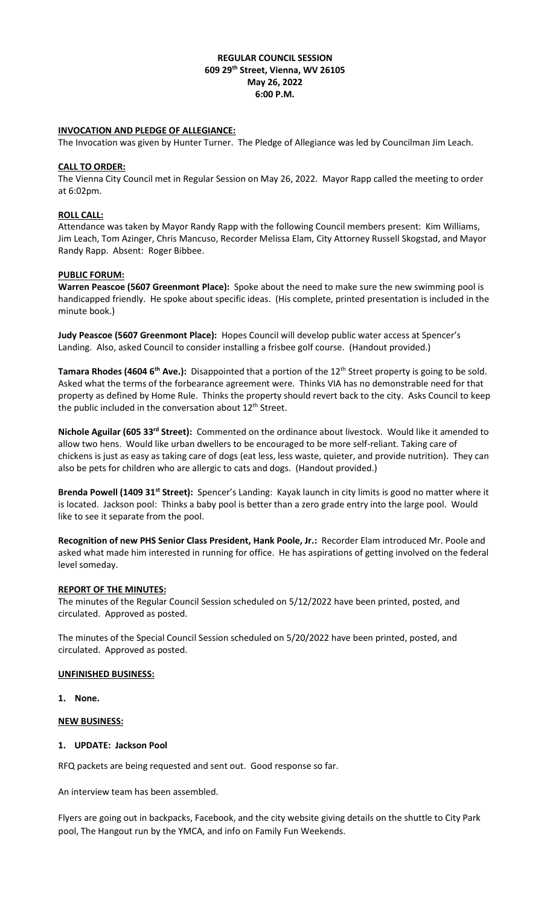**REGULAR COUNCIL SESSION**
**609 29th Street, Vienna, WV 26105**
**May 26, 2022**
**6:00 P.M.**

**INVOCATION AND PLEDGE OF ALLEGIANCE:**

The Invocation was given by Hunter Turner. The Pledge of Allegiance was led by Councilman Jim Leach.

**CALL TO ORDER:**

The Vienna City Council met in Regular Session on May 26, 2022. Mayor Rapp called the meeting to order at 6:02pm.

**ROLL CALL:**

Attendance was taken by Mayor Randy Rapp with the following Council members present: Kim Williams, Jim Leach, Tom Azinger, Chris Mancuso, Recorder Melissa Elam, City Attorney Russell Skogstad, and Mayor Randy Rapp. Absent: Roger Bibbee.

**PUBLIC FORUM:**

**Warren Peascoe (5607 Greenmont Place):** Spoke about the need to make sure the new swimming pool is handicapped friendly. He spoke about specific ideas. (His complete, printed presentation is included in the minute book.)

**Judy Peascoe (5607 Greenmont Place):** Hopes Council will develop public water access at Spencer's Landing. Also, asked Council to consider installing a frisbee golf course. (Handout provided.)

**Tamara Rhodes (4604 6th Ave.):** Disappointed that a portion of the 12th Street property is going to be sold. Asked what the terms of the forbearance agreement were. Thinks VIA has no demonstrable need for that property as defined by Home Rule. Thinks the property should revert back to the city. Asks Council to keep the public included in the conversation about 12th Street.

**Nichole Aguilar (605 33rd Street):** Commented on the ordinance about livestock. Would like it amended to allow two hens. Would like urban dwellers to be encouraged to be more self-reliant. Taking care of chickens is just as easy as taking care of dogs (eat less, less waste, quieter, and provide nutrition). They can also be pets for children who are allergic to cats and dogs. (Handout provided.)

**Brenda Powell (1409 31st Street):** Spencer's Landing: Kayak launch in city limits is good no matter where it is located. Jackson pool: Thinks a baby pool is better than a zero grade entry into the large pool. Would like to see it separate from the pool.

**Recognition of new PHS Senior Class President, Hank Poole, Jr.:** Recorder Elam introduced Mr. Poole and asked what made him interested in running for office. He has aspirations of getting involved on the federal level someday.

**REPORT OF THE MINUTES:**

The minutes of the Regular Council Session scheduled on 5/12/2022 have been printed, posted, and circulated. Approved as posted.

The minutes of the Special Council Session scheduled on 5/20/2022 have been printed, posted, and circulated. Approved as posted.

**UNFINISHED BUSINESS:**

1. **None.**

**NEW BUSINESS:**

1. **UPDATE: Jackson Pool**

RFQ packets are being requested and sent out. Good response so far.

An interview team has been assembled.

Flyers are going out in backpacks, Facebook, and the city website giving details on the shuttle to City Park pool, The Hangout run by the YMCA, and info on Family Fun Weekends.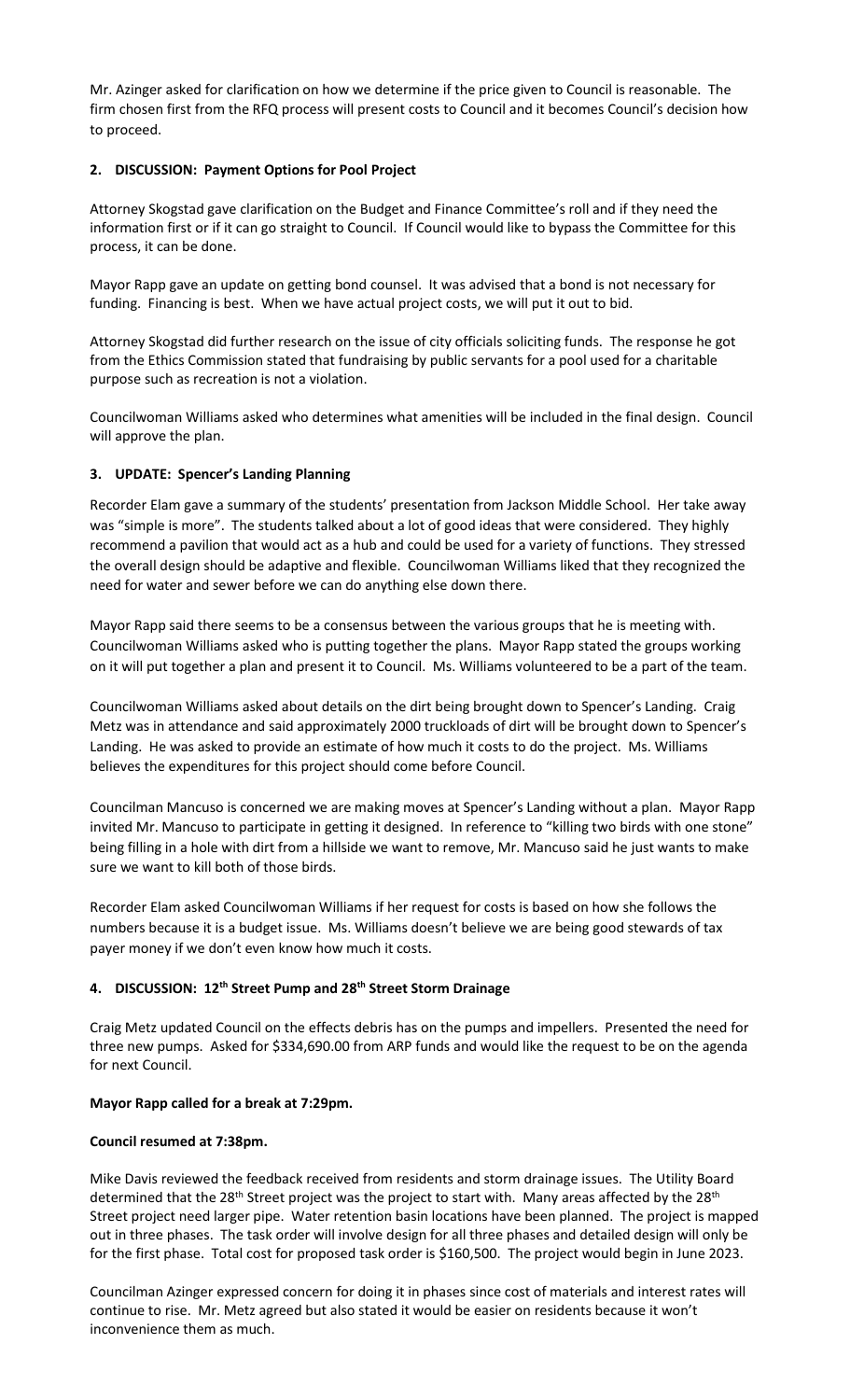Mr. Azinger asked for clarification on how we determine if the price given to Council is reasonable. The firm chosen first from the RFQ process will present costs to Council and it becomes Council's decision how to proceed.

**2. DISCUSSION: Payment Options for Pool Project**

Attorney Skogstad gave clarification on the Budget and Finance Committee's roll and if they need the information first or if it can go straight to Council. If Council would like to bypass the Committee for this process, it can be done.

Mayor Rapp gave an update on getting bond counsel. It was advised that a bond is not necessary for funding. Financing is best. When we have actual project costs, we will put it out to bid.

Attorney Skogstad did further research on the issue of city officials soliciting funds. The response he got from the Ethics Commission stated that fundraising by public servants for a pool used for a charitable purpose such as recreation is not a violation.

Councilwoman Williams asked who determines what amenities will be included in the final design. Council will approve the plan.

**3. UPDATE: Spencer's Landing Planning**

Recorder Elam gave a summary of the students' presentation from Jackson Middle School. Her take away was "simple is more". The students talked about a lot of good ideas that were considered. They highly recommend a pavilion that would act as a hub and could be used for a variety of functions. They stressed the overall design should be adaptive and flexible. Councilwoman Williams liked that they recognized the need for water and sewer before we can do anything else down there.

Mayor Rapp said there seems to be a consensus between the various groups that he is meeting with. Councilwoman Williams asked who is putting together the plans. Mayor Rapp stated the groups working on it will put together a plan and present it to Council. Ms. Williams volunteered to be a part of the team.

Councilwoman Williams asked about details on the dirt being brought down to Spencer's Landing. Craig Metz was in attendance and said approximately 2000 truckloads of dirt will be brought down to Spencer's Landing. He was asked to provide an estimate of how much it costs to do the project. Ms. Williams believes the expenditures for this project should come before Council.

Councilman Mancuso is concerned we are making moves at Spencer's Landing without a plan. Mayor Rapp invited Mr. Mancuso to participate in getting it designed. In reference to "killing two birds with one stone" being filling in a hole with dirt from a hillside we want to remove, Mr. Mancuso said he just wants to make sure we want to kill both of those birds.

Recorder Elam asked Councilwoman Williams if her request for costs is based on how she follows the numbers because it is a budget issue. Ms. Williams doesn't believe we are being good stewards of tax payer money if we don't even know how much it costs.

**4. DISCUSSION: 12th Street Pump and 28th Street Storm Drainage**

Craig Metz updated Council on the effects debris has on the pumps and impellers. Presented the need for three new pumps. Asked for $334,690.00 from ARP funds and would like the request to be on the agenda for next Council.

**Mayor Rapp called for a break at 7:29pm.**

**Council resumed at 7:38pm.**

Mike Davis reviewed the feedback received from residents and storm drainage issues. The Utility Board determined that the 28th Street project was the project to start with. Many areas affected by the 28th Street project need larger pipe. Water retention basin locations have been planned. The project is mapped out in three phases. The task order will involve design for all three phases and detailed design will only be for the first phase. Total cost for proposed task order is $160,500. The project would begin in June 2023.

Councilman Azinger expressed concern for doing it in phases since cost of materials and interest rates will continue to rise. Mr. Metz agreed but also stated it would be easier on residents because it won't inconvenience them as much.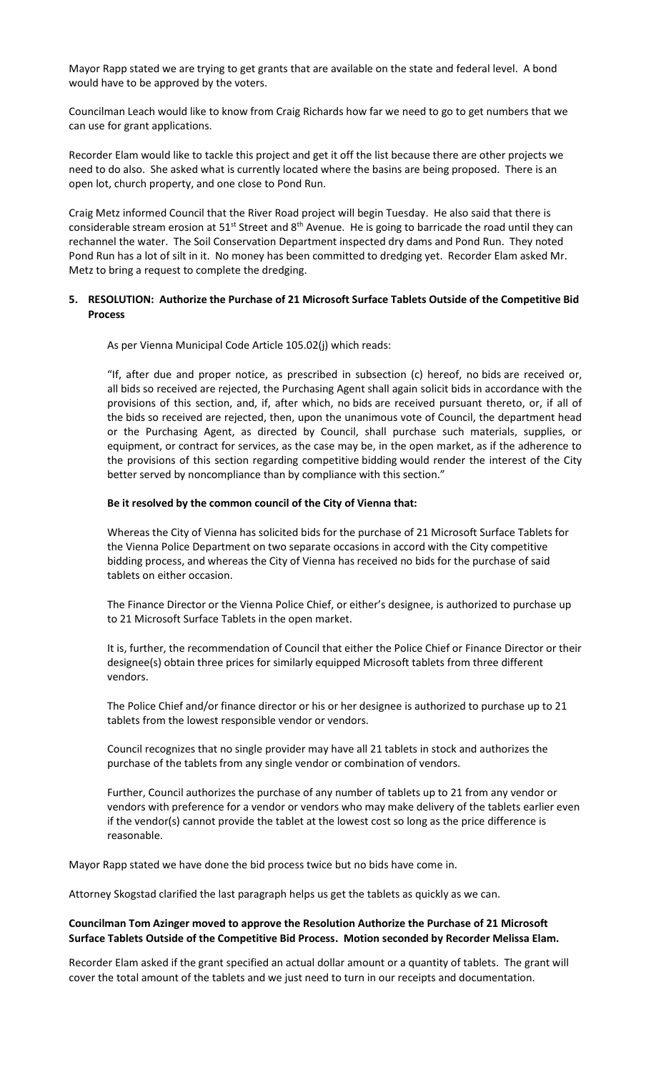Mayor Rapp stated we are trying to get grants that are available on the state and federal level. A bond would have to be approved by the voters.

Councilman Leach would like to know from Craig Richards how far we need to go to get numbers that we can use for grant applications.

Recorder Elam would like to tackle this project and get it off the list because there are other projects we need to do also. She asked what is currently located where the basins are being proposed. There is an open lot, church property, and one close to Pond Run.

Craig Metz informed Council that the River Road project will begin Tuesday. He also said that there is considerable stream erosion at 51st Street and 8th Avenue. He is going to barricade the road until they can rechannel the water. The Soil Conservation Department inspected dry dams and Pond Run. They noted Pond Run has a lot of silt in it. No money has been committed to dredging yet. Recorder Elam asked Mr. Metz to bring a request to complete the dredging.

**5. RESOLUTION: Authorize the Purchase of 21 Microsoft Surface Tablets Outside of the Competitive Bid Process**

As per Vienna Municipal Code Article 105.02(j) which reads:

"If, after due and proper notice, as prescribed in subsection (c) hereof, no bids are received or, all bids so received are rejected, the Purchasing Agent shall again solicit bids in accordance with the provisions of this section, and, if, after which, no bids are received pursuant thereto, or, if all of the bids so received are rejected, then, upon the unanimous vote of Council, the department head or the Purchasing Agent, as directed by Council, shall purchase such materials, supplies, or equipment, or contract for services, as the case may be, in the open market, as if the adherence to the provisions of this section regarding competitive bidding would render the interest of the City better served by noncompliance than by compliance with this section."

**Be it resolved by the common council of the City of Vienna that:**

Whereas the City of Vienna has solicited bids for the purchase of 21 Microsoft Surface Tablets for the Vienna Police Department on two separate occasions in accord with the City competitive bidding process, and whereas the City of Vienna has received no bids for the purchase of said tablets on either occasion.

The Finance Director or the Vienna Police Chief, or either's designee, is authorized to purchase up to 21 Microsoft Surface Tablets in the open market.

It is, further, the recommendation of Council that either the Police Chief or Finance Director or their designee(s) obtain three prices for similarly equipped Microsoft tablets from three different vendors.

The Police Chief and/or finance director or his or her designee is authorized to purchase up to 21 tablets from the lowest responsible vendor or vendors.

Council recognizes that no single provider may have all 21 tablets in stock and authorizes the purchase of the tablets from any single vendor or combination of vendors.

Further, Council authorizes the purchase of any number of tablets up to 21 from any vendor or vendors with preference for a vendor or vendors who may make delivery of the tablets earlier even if the vendor(s) cannot provide the tablet at the lowest cost so long as the price difference is reasonable.

Mayor Rapp stated we have done the bid process twice but no bids have come in.

Attorney Skogstad clarified the last paragraph helps us get the tablets as quickly as we can.

**Councilman Tom Azinger moved to approve the Resolution Authorize the Purchase of 21 Microsoft Surface Tablets Outside of the Competitive Bid Process. Motion seconded by Recorder Melissa Elam.**

Recorder Elam asked if the grant specified an actual dollar amount or a quantity of tablets. The grant will cover the total amount of the tablets and we just need to turn in our receipts and documentation.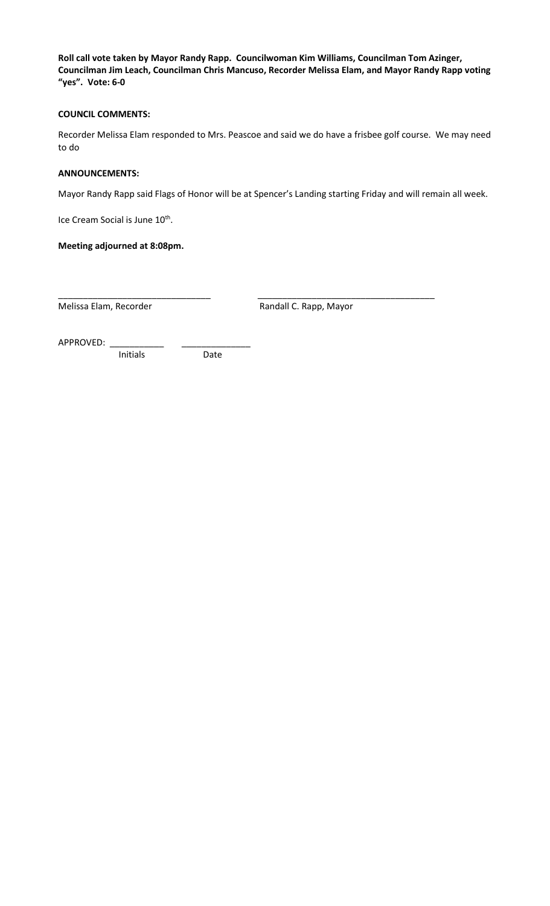**Roll call vote taken by Mayor Randy Rapp. Councilwoman Kim Williams, Councilman Tom Azinger, Councilman Jim Leach, Councilman Chris Mancuso, Recorder Melissa Elam, and Mayor Randy Rapp voting "yes". Vote: 6-0**

**COUNCIL COMMENTS:**

Recorder Melissa Elam responded to Mrs. Peascoe and said we do have a frisbee golf course. We may need to do

**ANNOUNCEMENTS:**

Mayor Randy Rapp said Flags of Honor will be at Spencer's Landing starting Friday and will remain all week.

Ice Cream Social is June 10th.

**Meeting adjourned at 8:08pm.**

\_\_\_\_\_\_\_\_\_\_\_\_\_\_\_\_\_\_\_\_\_\_\_\_\_\_\_\_\_\_ \_\_\_\_\_\_\_\_\_\_\_\_\_\_\_\_\_\_\_\_\_\_\_\_\_\_\_\_\_\_\_\_\_\_\_

Melissa Elam, Recorder Randall C. Rapp, Mayor

APPROVED: \_\_\_\_\_\_\_\_\_\_\_ \_\_\_\_\_\_\_\_\_\_\_\_\_\_

Initials Date